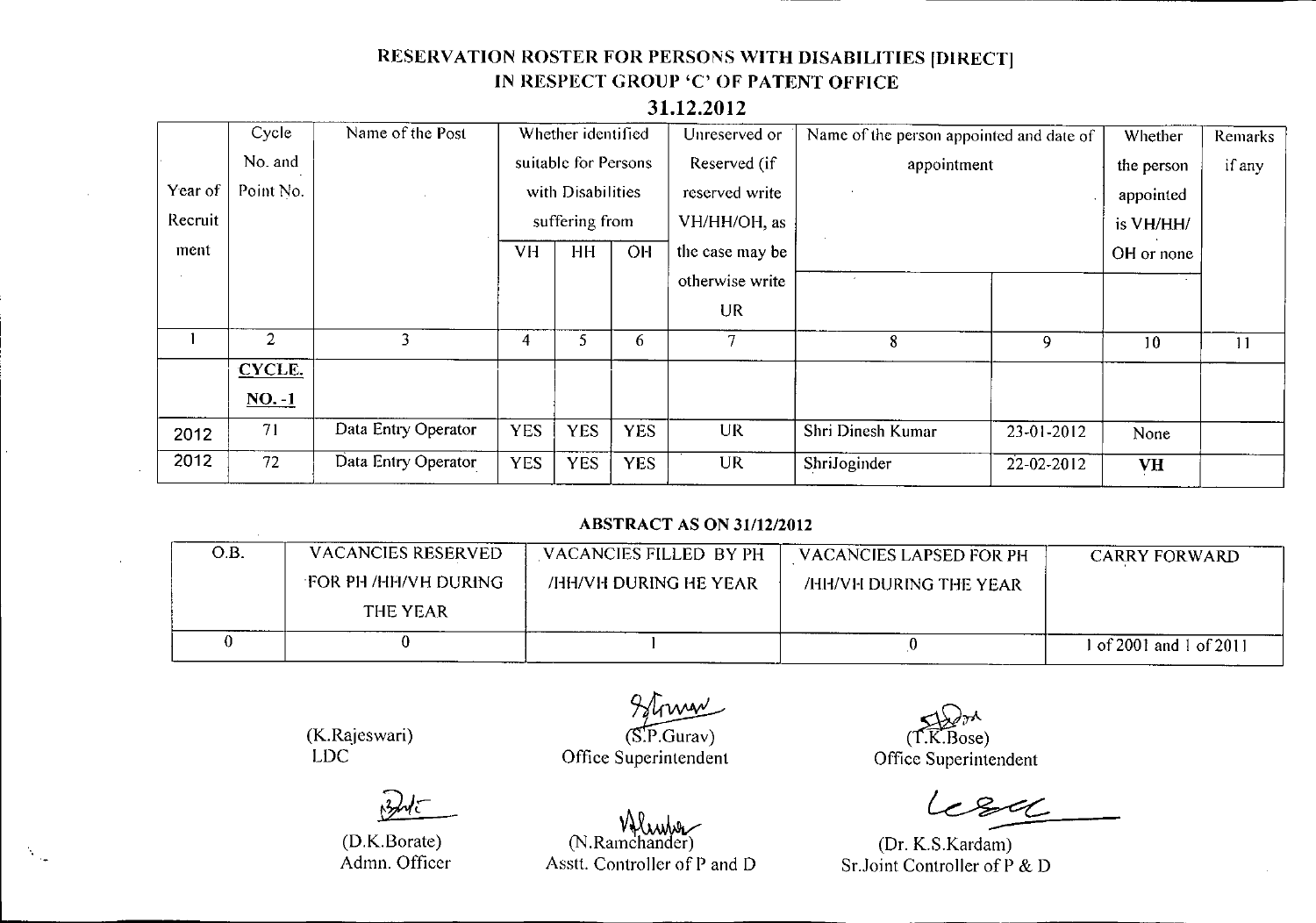# RESERVATION ROSTER FOR PERSONS WITH DISABILITIES [DIRECT] IN RESPECT GROUP 'C' OF PATENT OFFICE

## 31.12.2012

| Year of Recruitment | Cycle No. and Point No. | Name of the Post | Whether identified suitable for Persons with Disabilities suffering from | | | Unreserved or Reserved (if reserved write VH/HH/OH, as the case may be otherwise write UR | Name of the person appointed and date of appointment | | Whether the person appointed is VH/HH/OH or none | Remarks if any |
|---|---|---|---|---|---|---|---|---|---|---|
| | | | VH | HH | OH | | | | | |
| 1 | 2 | 3 | 4 | 5 | 6 | 7 | 8 | 9 | 10 | 11 |
| | **CYCLE. NO. -1** | | | | | | | | | |
| 2012 | 71 | Data Entry Operator | YES | YES | YES | UR | Shri Dinesh Kumar | 23-01-2012 | None | |
| 2012 | 72 | Data Entry Operator | YES | YES | YES | UR | ShriJoginder | 22-02-2012 | **VH** | |

### ABSTRACT AS ON 31/12/2012

| O.B. | VACANCIES RESERVED FOR PH /HH/VH DURING THE YEAR | VACANCIES FILLED BY PH /HH/VH DURING HE YEAR | VACANCIES LAPSED FOR PH /HH/VH DURING THE YEAR | CARRY FORWARD |
|---|---|---|---|---|
| 0 | 0 | 1 | 0 | 1 of 2001 and 1 of 2011 |

(K.Rajeswari)
LDC

(S.P.Gurav)
Office Superintendent

(T.K.Bose)
Office Superintendent

(D.K.Borate)
Admn. Officer

(N.Ramchander)
Asstt. Controller of P and D

(Dr. K.S.Kardam)
Sr.Joint Controller of P & D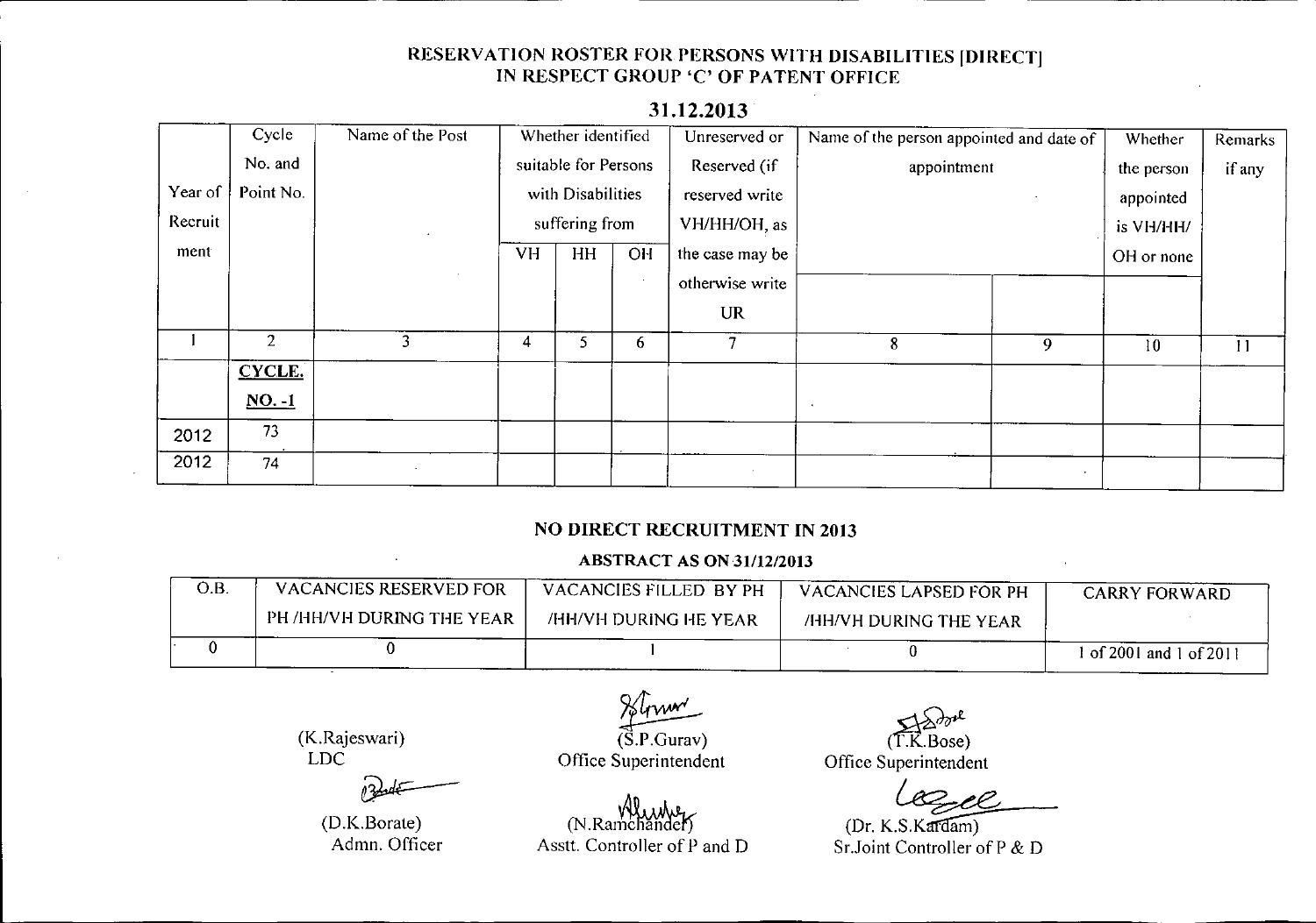## RESERVATION ROSTER FOR PERSONS WITH DISABILITIES [DIRECT] IN RESPECT GROUP 'C' OF PATENT OFFICE

**31.12.2013**

| Year of Recruitment | Cycle No. and Point No. | Name of the Post | Whether identified suitable for Persons with Disabilities suffering from | | | Unreserved or Reserved (if reserved write VH/HH/OH, as the case may be otherwise write UR | Name of the person appointed and date of appointment | | Whether the person appointed is VH/HH/OH or none | Remarks if any |
|---|---|---|---|---|---|---|---|---|---|---|
| | | | VH | HH | OH | | | | | |
| 1 | 2 | 3 | 4 | 5 | 6 | 7 | 8 | 9 | 10 | 11 |
| | **CYCLE. NO. -1** | | | | | | | | | |
| 2012 | 73 | | | | | | | | | |
| 2012 | 74 | | | | | | | | | |

### NO DIRECT RECRUITMENT IN 2013

### ABSTRACT AS ON 31/12/2013

| O.B. | VACANCIES RESERVED FOR PH /HH/VH DURING THE YEAR | VACANCIES FILLED BY PH /HH/VH DURING HE YEAR | VACANCIES LAPSED FOR PH /HH/VH DURING THE YEAR | CARRY FORWARD |
|---|---|---|---|---|
| 0 | 0 | 1 | 0 | 1 of 2001 and 1 of 2011 |

(K.Rajeswari)
LDC

(S.P.Gurav)
Office Superintendent

(T.K.Bose)
Office Superintendent

(D.K.Borate)
Admn. Officer

(N.Ramchander)
Asstt. Controller of P and D

(Dr. K.S.Kardam)
Sr.Joint Controller of P & D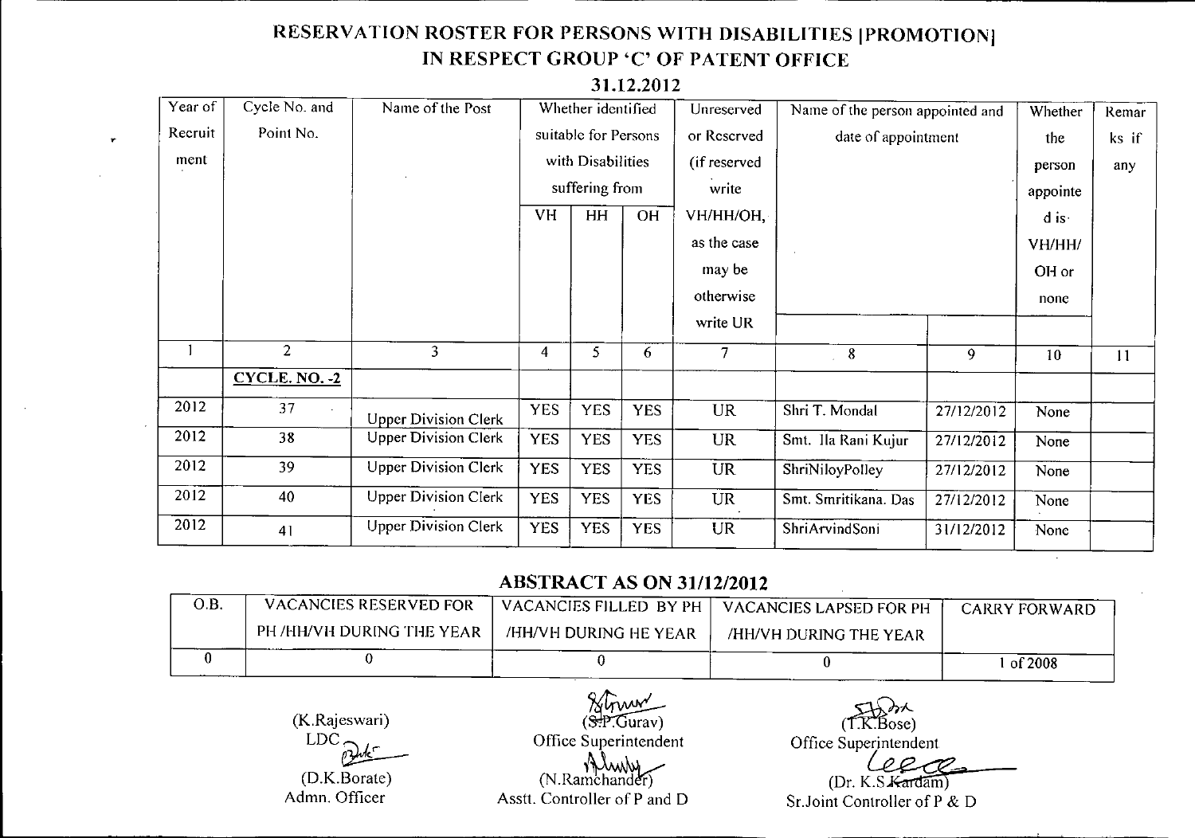# RESERVATION ROSTER FOR PERSONS WITH DISABILITIES [PROMOTION] IN RESPECT GROUP 'C' OF PATENT OFFICE

## 31.12.2012

| Year of Recruitment | Cycle No. and Point No. | Name of the Post | Whether identified suitable for Persons with Disabilities suffering from | | | Unreserved or Reserved (if reserved write VH/HH/OH, as the case may be otherwise write UR | Name of the person appointed and date of appointment | | Whether the person appointed is VH/HH/OH or none | Remarks if any |
|---|---|---|---|---|---|---|---|---|---|---|
| | | | VH | HH | OH | | | | | |
| 1 | 2 | 3 | 4 | 5 | 6 | 7 | 8 | 9 | 10 | 11 |
| | **CYCLE. NO. -2** | | | | | | | | | |
| 2012 | 37 | Upper Division Clerk | YES | YES | YES | UR | Shri T. Mondal | 27/12/2012 | None | |
| 2012 | 38 | Upper Division Clerk | YES | YES | YES | UR | Smt. Ila Rani Kujur | 27/12/2012 | None | |
| 2012 | 39 | Upper Division Clerk | YES | YES | YES | UR | ShriNiloyPolley | 27/12/2012 | None | |
| 2012 | 40 | Upper Division Clerk | YES | YES | YES | UR | Smt. Smritikana. Das | 27/12/2012 | None | |
| 2012 | 41 | Upper Division Clerk | YES | YES | YES | UR | ShriArvindSoni | 31/12/2012 | None | |

## ABSTRACT AS ON 31/12/2012

| O.B. | VACANCIES RESERVED FOR PH /HH/VH DURING THE YEAR | VACANCIES FILLED BY PH /HH/VH DURING HE YEAR | VACANCIES LAPSED FOR PH /HH/VH DURING THE YEAR | CARRY FORWARD |
|---|---|---|---|---|
| 0 | 0 | 0 | 0 | 1 of 2008 |

(K.Rajeswari)
LDC

(S.P.Gurav)
Office Superintendent

(T.K.Bose)
Office Superintendent

(D.K.Borate)
Admn. Officer

(N.Ramchander)
Asstt. Controller of P and D

(Dr. K.S.Kardam)
Sr.Joint Controller of P & D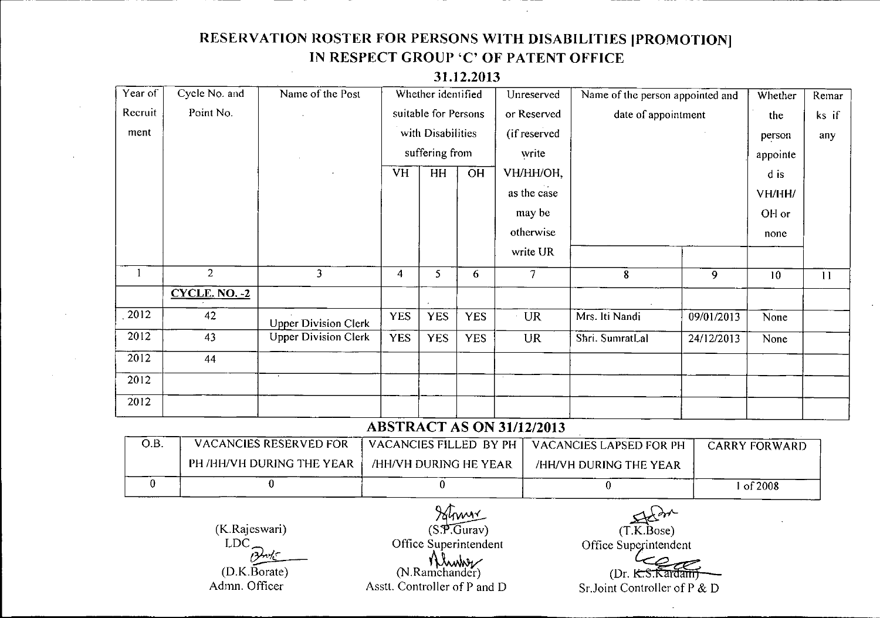# RESERVATION ROSTER FOR PERSONS WITH DISABILITIES [PROMOTION] IN RESPECT GROUP 'C' OF PATENT OFFICE

## 31.12.2013

| Year of Recruitment | Cycle No. and Point No. | Name of the Post | Whether identified suitable for Persons with Disabilities suffering from | | | Unreserved or Reserved (if reserved write VH/HH/OH, as the case may be otherwise write UR | Name of the person appointed and date of appointment | | Whether the person appointed is VH/HH/OH or none | Remarks if any |
|---|---|---|---|---|---|---|---|---|---|---|
| | | | VH | HH | OH | | | | | |
| 1 | 2 | 3 | 4 | 5 | 6 | 7 | 8 | 9 | 10 | 11 |
| | **CYCLE. NO. -2** | | | | | | | | | |
| 2012 | 42 | Upper Division Clerk | YES | YES | YES | UR | Mrs. Iti Nandi | 09/01/2013 | None | |
| 2012 | 43 | Upper Division Clerk | YES | YES | YES | UR | Shri. SumratLal | 24/12/2013 | None | |
| 2012 | 44 | | | | | | | | | |
| 2012 | | | | | | | | | | |
| 2012 | | | | | | | | | | |

## ABSTRACT AS ON 31/12/2013

| O.B. | VACANCIES RESERVED FOR PH /HH/VH DURING THE YEAR | VACANCIES FILLED BY PH /HH/VH DURING HE YEAR | VACANCIES LAPSED FOR PH /HH/VH DURING THE YEAR | CARRY FORWARD |
|---|---|---|---|---|
| 0 | 0 | 0 | 0 | 1 of 2008 |

(K.Rajeswari)
LDC

(S.P.Gurav)
Office Superintendent

(T.K.Bose)
Office Superintendent

(D.K.Borate)
Admn. Officer

(N.Ramchander)
Asstt. Controller of P and D

(Dr. K.S.Kardam)
Sr.Joint Controller of P & D